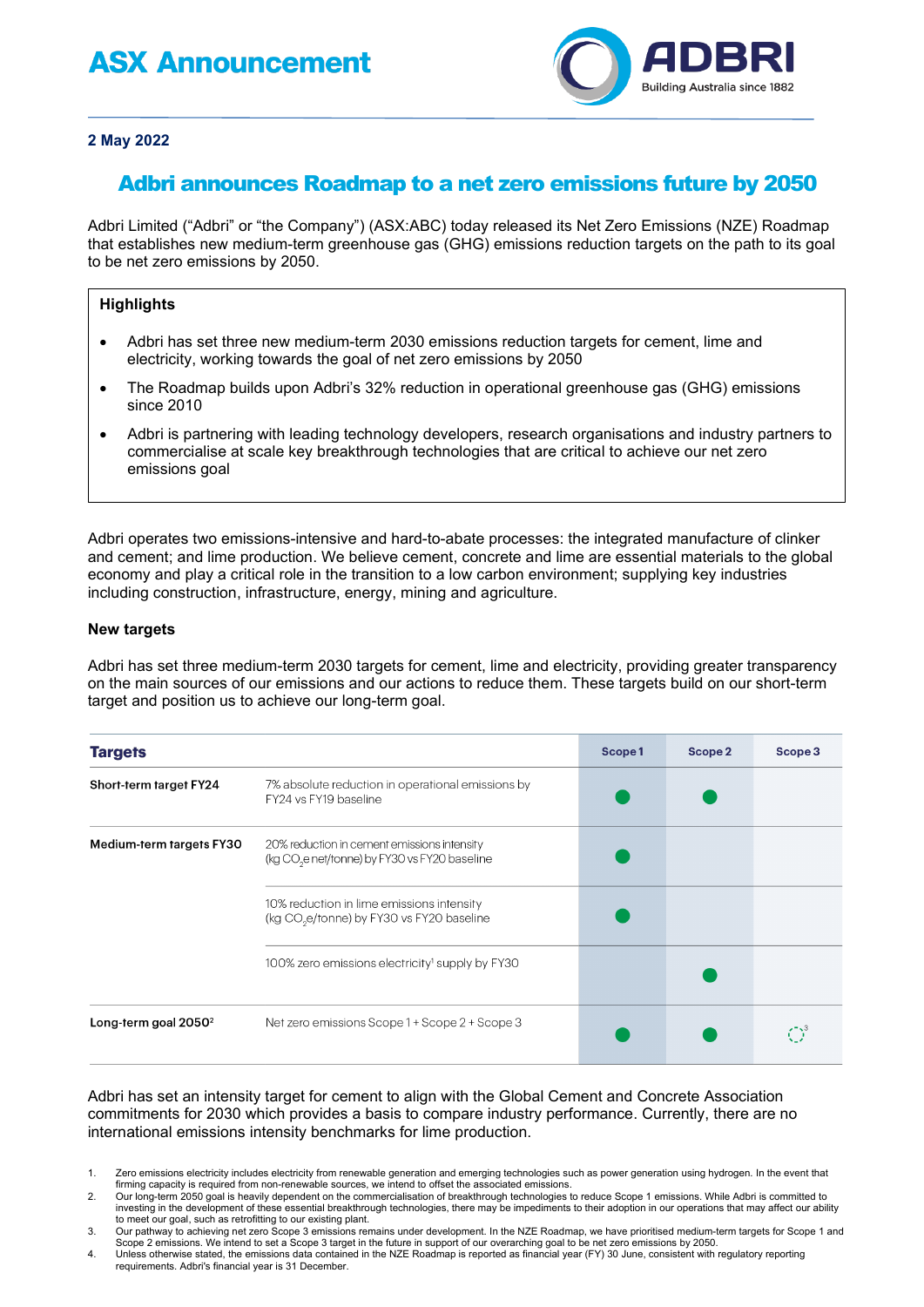# ASX Announcement

**2 May 2022**

## Adbri announces Roadmap to a net zero emissions future by 2050

Adbri Limited ("Adbri" or "the Company") (ASX:ABC) today released its Net Zero Emissions (NZE) Roadmap that establishes new medium-term greenhouse gas (GHG) emissions reduction targets on the path to its goal to be net zero emissions by 2050.

**Highlights**

- Adbri has set three new medium-term 2030 emissions reduction targets for cement, lime and electricity, working towards the goal of net zero emissions by 2050
- The Roadmap builds upon Adbri's 32% reduction in operational greenhouse gas (GHG) emissions since 2010
- Adbri is partnering with leading technology developers, research organisations and industry partners to commercialise at scale key breakthrough technologies that are critical to achieve our net zero emissions goal

Adbri operates two emissions-intensive and hard-to-abate processes: the integrated manufacture of clinker and cement; and lime production. We believe cement, concrete and lime are essential materials to the global economy and play a critical role in the transition to a low carbon environment; supplying key industries including construction, infrastructure, energy, mining and agriculture.

**New targets**

Adbri has set three medium-term 2030 targets for cement, lime and electricity, providing greater transparency on the main sources of our emissions and our actions to reduce them. These targets build on our short-term target and position us to achieve our long-term goal.

| Targets | | Scope 1 | Scope 2 | Scope 3 |
|---|---|---|---|---|
| **Short-term target FY24** | 7% absolute reduction in operational emissions by FY24 vs FY19 baseline | ● | ● | |
| **Medium-term targets FY30** | 20% reduction in cement emissions intensity (kg $CO_2$e net/tonne) by FY30 vs FY20 baseline | ● | | |
| | 10% reduction in lime emissions intensity (kg $CO_2$e/tonne) by FY30 vs FY20 baseline | ● | | |
| | 100% zero emissions electricity[1] supply by FY30 | | ● | |
| **Long-term goal 2050**[2] | Net zero emissions Scope 1 + Scope 2 + Scope 3 | ● | ● | ◌[3] |

Adbri has set an intensity target for cement to align with the Global Cement and Concrete Association commitments for 2030 which provides a basis to compare industry performance. Currently, there are no international emissions intensity benchmarks for lime production.

1. Zero emissions electricity includes electricity from renewable generation and emerging technologies such as power generation using hydrogen. In the event that firming capacity is required from non-renewable sources, we intend to offset the associated emissions.
2. Our long-term 2050 goal is heavily dependent on the commercialisation of breakthrough technologies to reduce Scope 1 emissions. While Adbri is committed to investing in the development of these essential breakthrough technologies, there may be impediments to their adoption in our operations that may affect our ability to meet our goal, such as retrofitting to our existing plant.
3. Our pathway to achieving net zero Scope 3 emissions remains under development. In the NZE Roadmap, we have prioritised medium-term targets for Scope 1 and Scope 2 emissions. We intend to set a Scope 3 target in the future in support of our overarching goal to be net zero emissions by 2050.
4. Unless otherwise stated, the emissions data contained in the NZE Roadmap is reported as financial year (FY) 30 June, consistent with regulatory reporting requirements. Adbri's financial year is 31 December.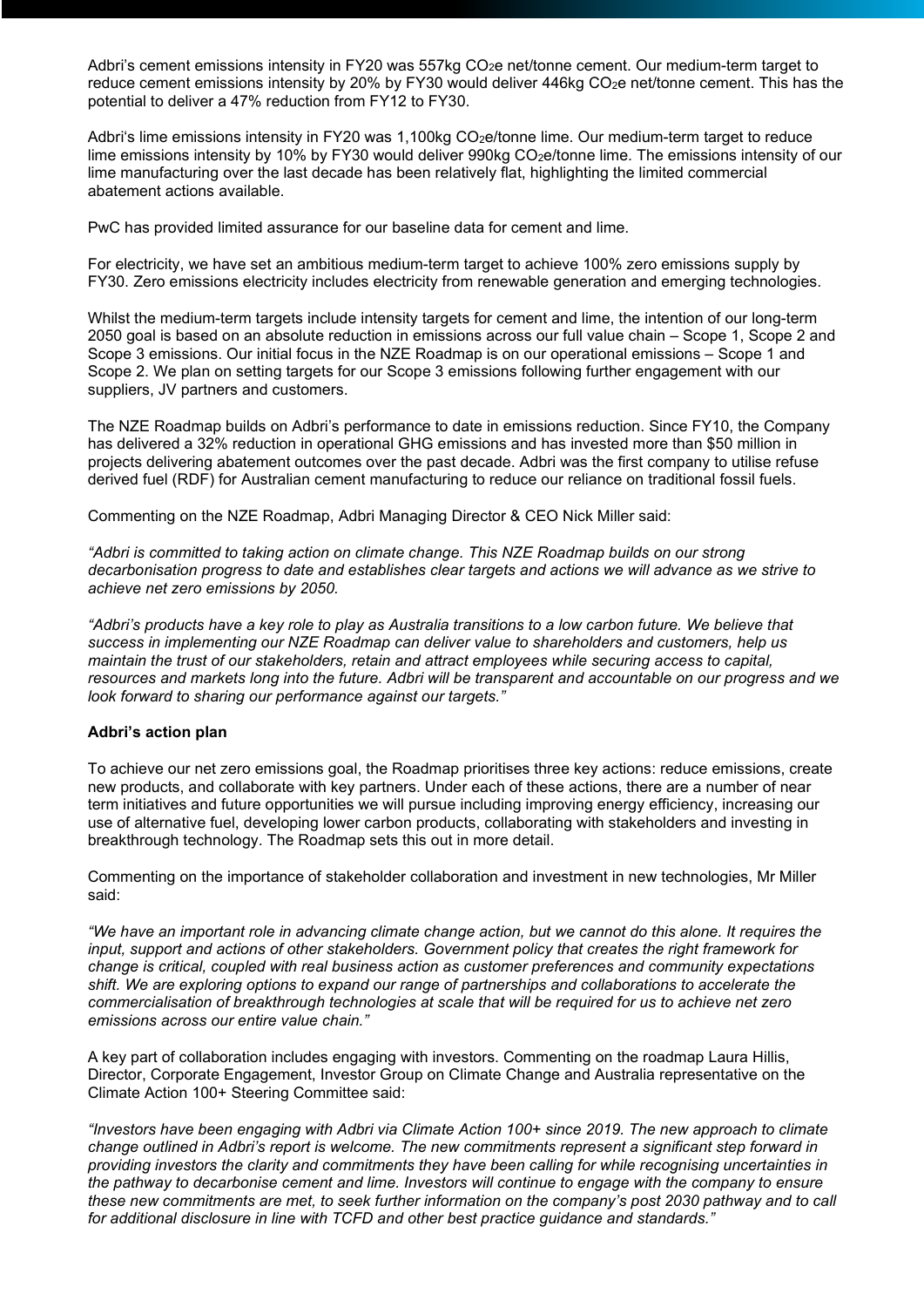Adbri's cement emissions intensity in FY20 was 557kg $CO_2e$ net/tonne cement. Our medium-term target to reduce cement emissions intensity by 20% by FY30 would deliver 446kg $CO_2e$ net/tonne cement. This has the potential to deliver a 47% reduction from FY12 to FY30.

Adbri's lime emissions intensity in FY20 was 1,100kg $CO_2e$/tonne lime. Our medium-term target to reduce lime emissions intensity by 10% by FY30 would deliver 990kg $CO_2e$/tonne lime. The emissions intensity of our lime manufacturing over the last decade has been relatively flat, highlighting the limited commercial abatement actions available.

PwC has provided limited assurance for our baseline data for cement and lime.

For electricity, we have set an ambitious medium-term target to achieve 100% zero emissions supply by FY30. Zero emissions electricity includes electricity from renewable generation and emerging technologies.

Whilst the medium-term targets include intensity targets for cement and lime, the intention of our long-term 2050 goal is based on an absolute reduction in emissions across our full value chain – Scope 1, Scope 2 and Scope 3 emissions. Our initial focus in the NZE Roadmap is on our operational emissions – Scope 1 and Scope 2. We plan on setting targets for our Scope 3 emissions following further engagement with our suppliers, JV partners and customers.

The NZE Roadmap builds on Adbri's performance to date in emissions reduction. Since FY10, the Company has delivered a 32% reduction in operational GHG emissions and has invested more than $50 million in projects delivering abatement outcomes over the past decade. Adbri was the first company to utilise refuse derived fuel (RDF) for Australian cement manufacturing to reduce our reliance on traditional fossil fuels.

Commenting on the NZE Roadmap, Adbri Managing Director & CEO Nick Miller said:

*"Adbri is committed to taking action on climate change. This NZE Roadmap builds on our strong decarbonisation progress to date and establishes clear targets and actions we will advance as we strive to achieve net zero emissions by 2050.*

*"Adbri's products have a key role to play as Australia transitions to a low carbon future. We believe that success in implementing our NZE Roadmap can deliver value to shareholders and customers, help us maintain the trust of our stakeholders, retain and attract employees while securing access to capital, resources and markets long into the future. Adbri will be transparent and accountable on our progress and we look forward to sharing our performance against our targets."*

**Adbri's action plan**

To achieve our net zero emissions goal, the Roadmap prioritises three key actions: reduce emissions, create new products, and collaborate with key partners. Under each of these actions, there are a number of near term initiatives and future opportunities we will pursue including improving energy efficiency, increasing our use of alternative fuel, developing lower carbon products, collaborating with stakeholders and investing in breakthrough technology. The Roadmap sets this out in more detail.

Commenting on the importance of stakeholder collaboration and investment in new technologies, Mr Miller said:

*"We have an important role in advancing climate change action, but we cannot do this alone. It requires the input, support and actions of other stakeholders. Government policy that creates the right framework for change is critical, coupled with real business action as customer preferences and community expectations shift. We are exploring options to expand our range of partnerships and collaborations to accelerate the commercialisation of breakthrough technologies at scale that will be required for us to achieve net zero emissions across our entire value chain."*

A key part of collaboration includes engaging with investors. Commenting on the roadmap Laura Hillis, Director, Corporate Engagement, Investor Group on Climate Change and Australia representative on the Climate Action 100+ Steering Committee said:

*"Investors have been engaging with Adbri via Climate Action 100+ since 2019. The new approach to climate change outlined in Adbri's report is welcome. The new commitments represent a significant step forward in providing investors the clarity and commitments they have been calling for while recognising uncertainties in the pathway to decarbonise cement and lime. Investors will continue to engage with the company to ensure these new commitments are met, to seek further information on the company's post 2030 pathway and to call for additional disclosure in line with TCFD and other best practice guidance and standards."*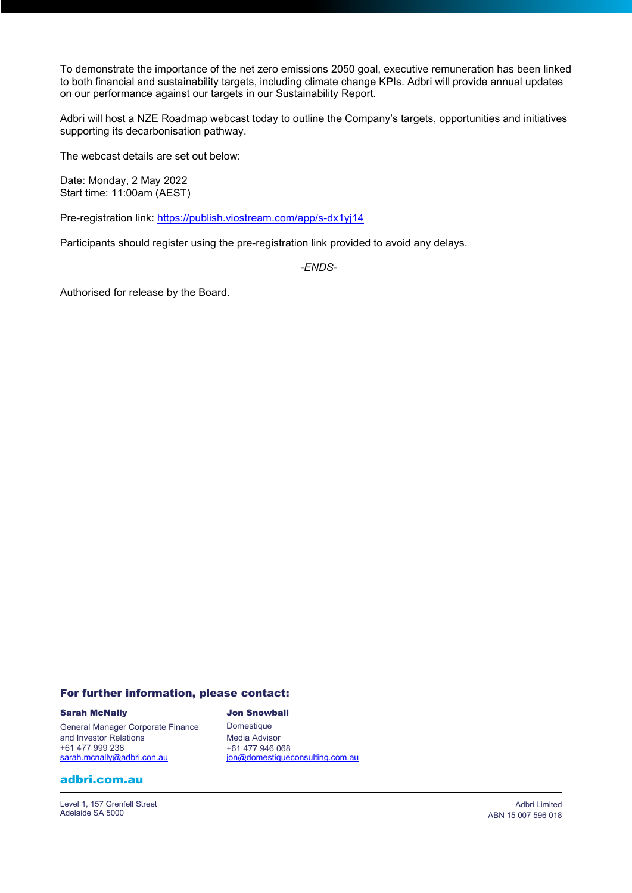To demonstrate the importance of the net zero emissions 2050 goal, executive remuneration has been linked to both financial and sustainability targets, including climate change KPIs. Adbri will provide annual updates on our performance against our targets in our Sustainability Report.

Adbri will host a NZE Roadmap webcast today to outline the Company's targets, opportunities and initiatives supporting its decarbonisation pathway.

The webcast details are set out below:

Date: Monday, 2 May 2022
Start time: 11:00am (AEST)

Pre-registration link: https://publish.viostream.com/app/s-dx1yj14

Participants should register using the pre-registration link provided to avoid any delays.

*-ENDS-*

Authorised for release by the Board.

## For further information, please contact:

**Sarah McNally**
General Manager Corporate Finance and Investor Relations
+61 477 999 238
sarah.mcnally@adbri.con.au

**Jon Snowball**
Domestique
Media Advisor
+61 477 946 068
jon@domestiqueconsulting.com.au

**adbri.com.au**

Level 1, 157 Grenfell Street
Adelaide SA 5000

Adbri Limited
ABN 15 007 596 018